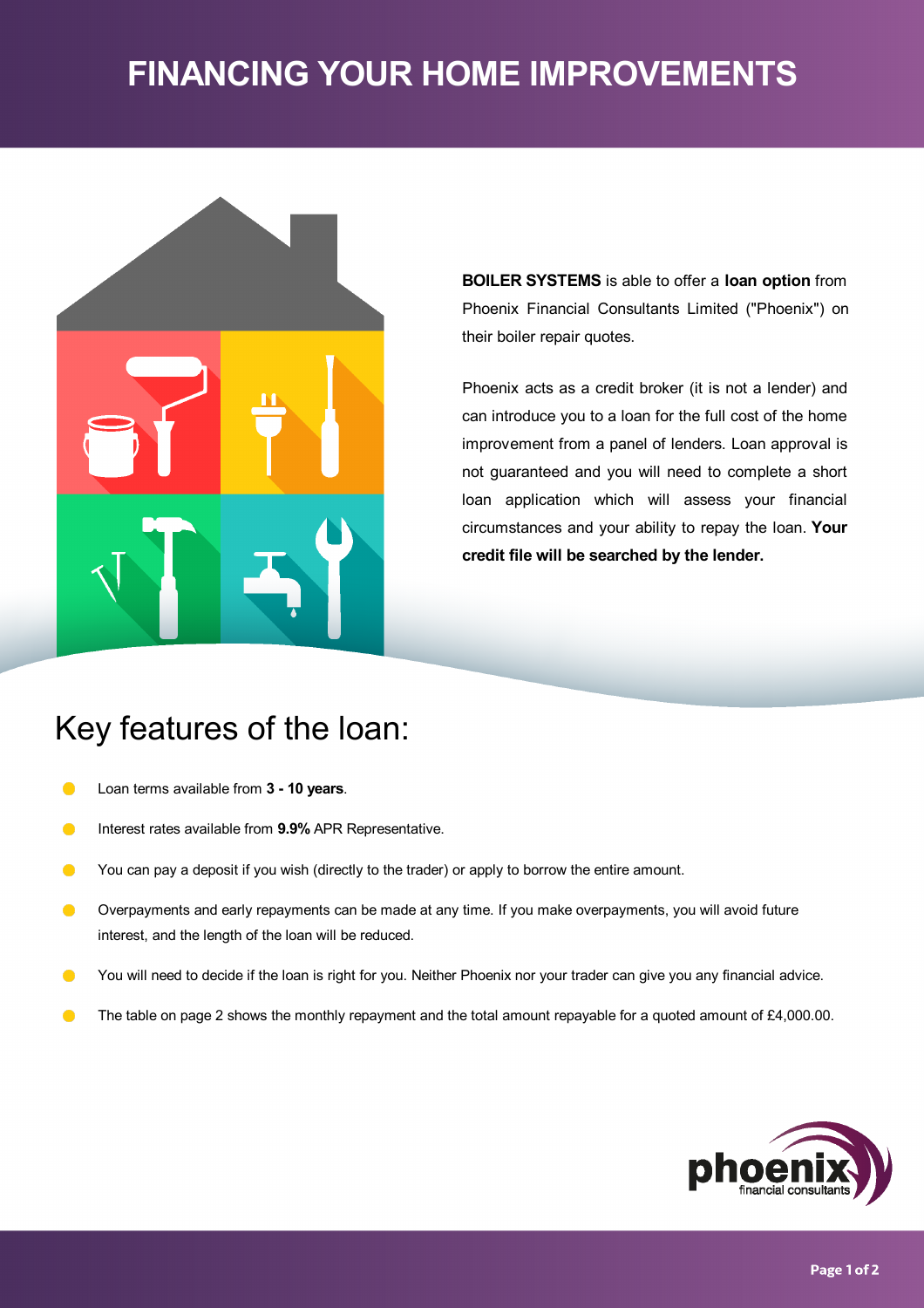# FINANCING YOUR HOME IMPROVEMENTS

**BOILER SYSTEMS** is able to offer a **loan option** from Phoenix Financial Consultants Limited ("Phoenix") on their boiler repair quotes.

Phoenix acts as a credit broker (it is not a lender) and can introduce you to a loan for the full cost of the home improvement from a panel of lenders. Loan approval is not guaranteed and you will need to complete a short loan application which will assess your financial circumstances and your ability to repay the loan. **Your credit file will be searched by the lender.**

## Key features of the loan:

- Loan terms available from **3 - 10 years**.
- Interest rates available from **9.9%** APR Representative.
- You can pay a deposit if you wish (directly to the trader) or apply to borrow the entire amount.
- Overpayments and early repayments can be made at any time. If you make overpayments, you will avoid future interest, and the length of the loan will be reduced.
- You will need to decide if the loan is right for you. Neither Phoenix nor your trader can give you any financial advice.
- The table on page 2 shows the monthly repayment and the total amount repayable for a quoted amount of £4,000.00.

phoenix financial consultants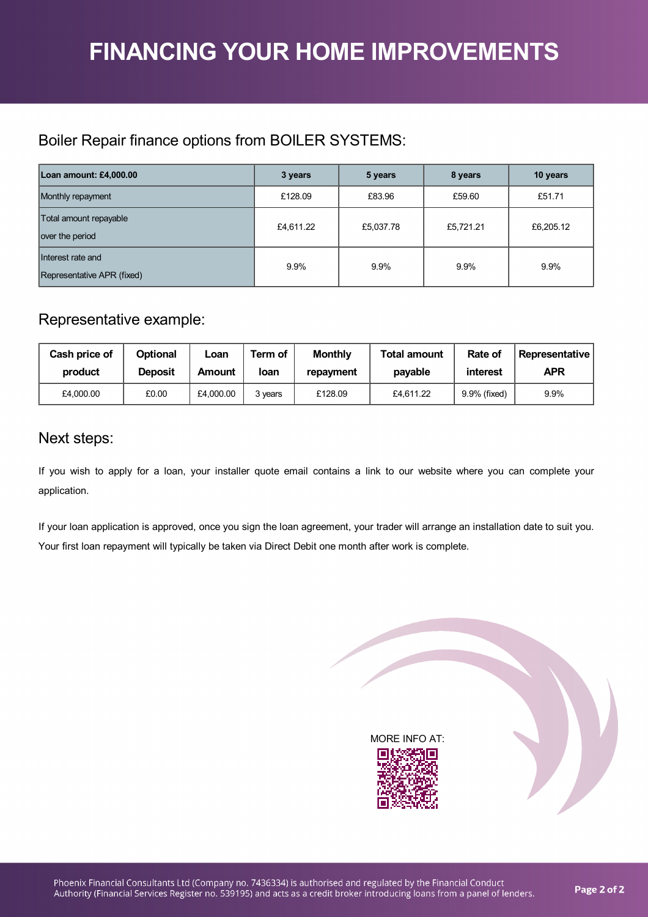# FINANCING YOUR HOME IMPROVEMENTS

## Boiler Repair finance options from BOILER SYSTEMS:

| Loan amount: £4,000.00 | 3 years | 5 years | 8 years | 10 years |
|---|---|---|---|---|
| Monthly repayment | £128.09 | £83.96 | £59.60 | £51.71 |
| Total amount repayable over the period | £4,611.22 | £5,037.78 | £5,721.21 | £6,205.12 |
| Interest rate and Representative APR (fixed) | 9.9% | 9.9% | 9.9% | 9.9% |

## Representative example:

| Cash price of product | Optional Deposit | Loan Amount | Term of loan | Monthly repayment | Total amount payable | Rate of interest | Representative APR |
|---|---|---|---|---|---|---|---|
| £4,000.00 | £0.00 | £4,000.00 | 3 years | £128.09 | £4,611.22 | 9.9% (fixed) | 9.9% |

## Next steps:

If you wish to apply for a loan, your installer quote email contains a link to our website where you can complete your application.

If your loan application is approved, once you sign the loan agreement, your trader will arrange an installation date to suit you. Your first loan repayment will typically be taken via Direct Debit one month after work is complete.

MORE INFO AT:

Phoenix Financial Consultants Ltd (Company no. 7436334) is authorised and regulated by the Financial Conduct Authority (Financial Services Register no. 539195) and acts as a credit broker introducing loans from a panel of lenders.